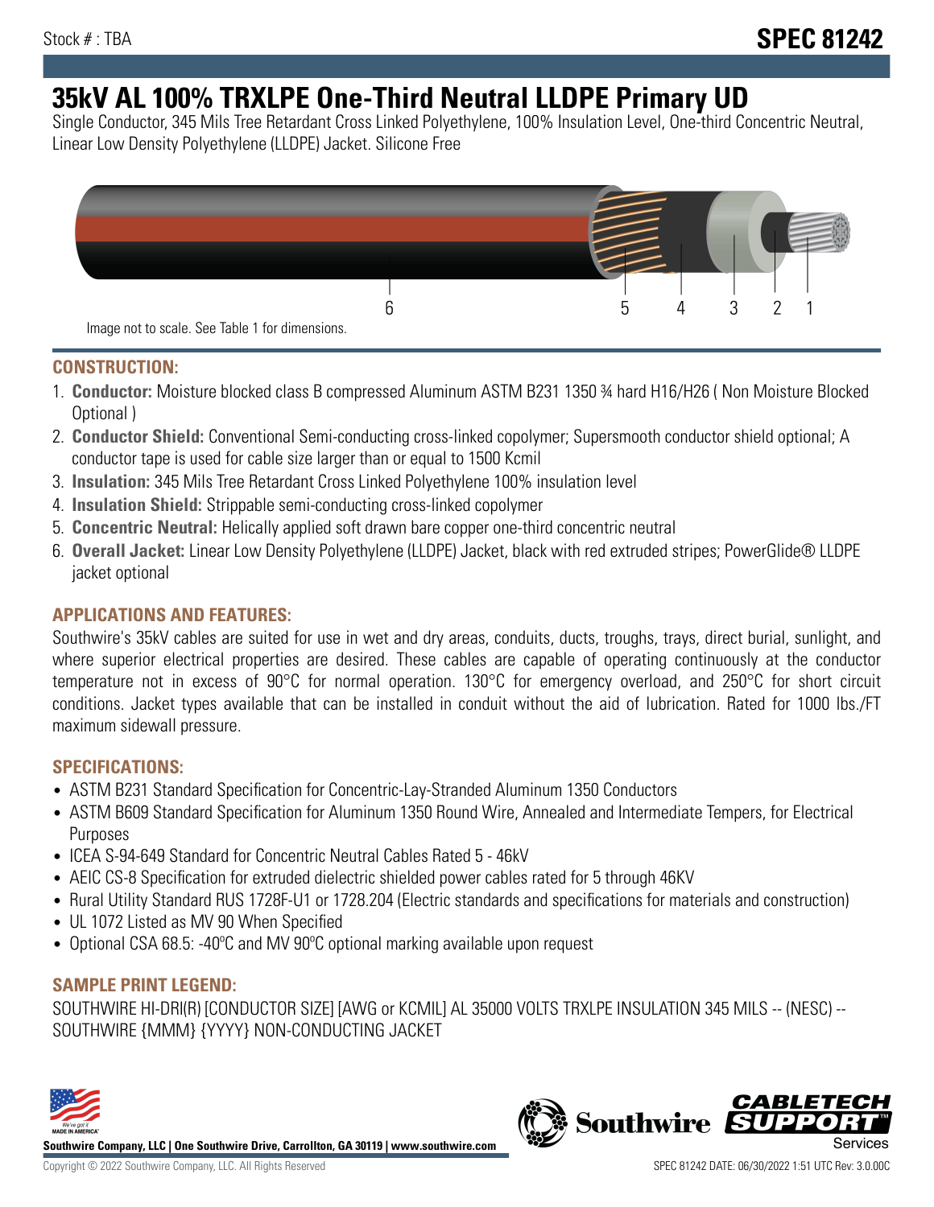Stock # : TBA

**SPEC 81242**

# 35kV AL 100% TRXLPE One-Third Neutral LLDPE Primary UD

Single Conductor, 345 Mils Tree Retardant Cross Linked Polyethylene, 100% Insulation Level, One-third Concentric Neutral, Linear Low Density Polyethylene (LLDPE) Jacket. Silicone Free

6 5 4 3 2 1

Image not to scale. See Table 1 for dimensions.

## CONSTRUCTION:

1. **Conductor:** Moisture blocked class B compressed Aluminum ASTM B231 1350 ¾ hard H16/H26 ( Non Moisture Blocked Optional )
2. **Conductor Shield:** Conventional Semi-conducting cross-linked copolymer; Supersmooth conductor shield optional; A conductor tape is used for cable size larger than or equal to 1500 Kcmil
3. **Insulation:** 345 Mils Tree Retardant Cross Linked Polyethylene 100% insulation level
4. **Insulation Shield:** Strippable semi-conducting cross-linked copolymer
5. **Concentric Neutral:** Helically applied soft drawn bare copper one-third concentric neutral
6. **Overall Jacket:** Linear Low Density Polyethylene (LLDPE) Jacket, black with red extruded stripes; PowerGlide® LLDPE jacket optional

## APPLICATIONS AND FEATURES:

Southwire's 35kV cables are suited for use in wet and dry areas, conduits, ducts, troughs, trays, direct burial, sunlight, and where superior electrical properties are desired. These cables are capable of operating continuously at the conductor temperature not in excess of 90°C for normal operation. 130°C for emergency overload, and 250°C for short circuit conditions. Jacket types available that can be installed in conduit without the aid of lubrication. Rated for 1000 lbs./FT maximum sidewall pressure.

## SPECIFICATIONS:

- ASTM B231 Standard Specification for Concentric-Lay-Stranded Aluminum 1350 Conductors
- ASTM B609 Standard Specification for Aluminum 1350 Round Wire, Annealed and Intermediate Tempers, for Electrical Purposes
- ICEA S-94-649 Standard for Concentric Neutral Cables Rated 5 - 46kV
- AEIC CS-8 Specification for extruded dielectric shielded power cables rated for 5 through 46KV
- Rural Utility Standard RUS 1728F-U1 or 1728.204 (Electric standards and specifications for materials and construction)
- UL 1072 Listed as MV 90 When Specified
- Optional CSA 68.5: -40ºC and MV 90ºC optional marking available upon request

## SAMPLE PRINT LEGEND:

SOUTHWIRE HI-DRI(R) [CONDUCTOR SIZE] [AWG or KCMIL] AL 35000 VOLTS TRXLPE INSULATION 345 MILS -- (NESC) -- SOUTHWIRE {MMM} {YYYY} NON-CONDUCTING JACKET

**Southwire Company, LLC | One Southwire Drive, Carrollton, GA 30119 | www.southwire.com**

Copyright © 2022 Southwire Company, LLC. All Rights Reserved

SPEC 81242 DATE: 06/30/2022 1:51 UTC Rev: 3.0.00C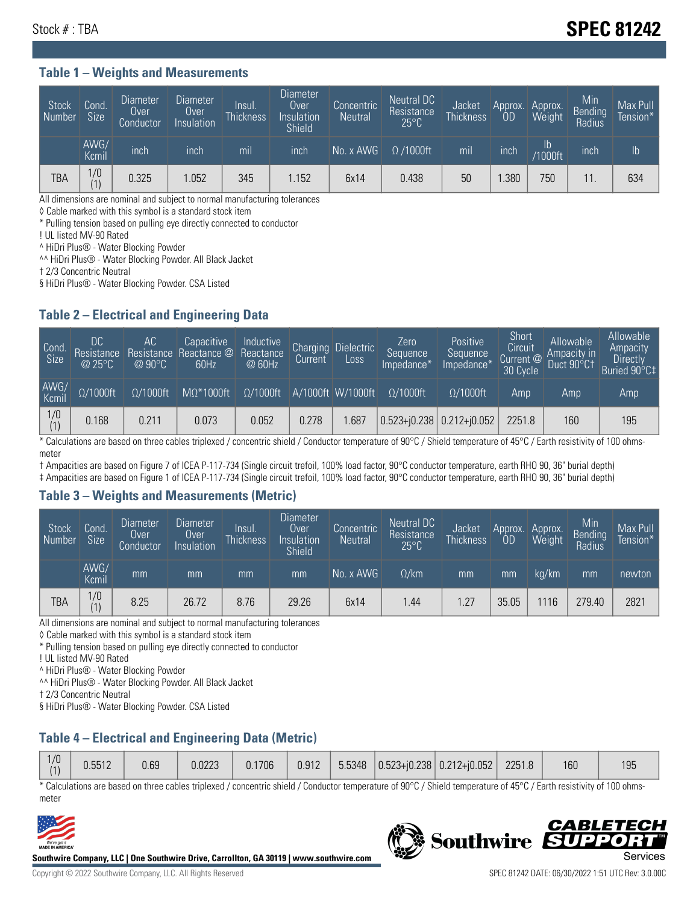Stock # : TBA

# SPEC 81242

## Table 1 – Weights and Measurements

| Stock Number | Cond. Size | Diameter Over Conductor | Diameter Over Insulation | Insul. Thickness | Diameter Over Insulation Shield | Concentric Neutral | Neutral DC Resistance 25°C | Jacket Thickness | Approx. OD | Approx. Weight | Min Bending Radius | Max Pull Tension* |
|---|---|---|---|---|---|---|---|---|---|---|---|---|
| | AWG/ Kcmil | inch | inch | mil | inch | No. x AWG | Ω /1000ft | mil | inch | lb /1000ft | inch | lb |
| TBA | 1/0 (1) | 0.325 | 1.052 | 345 | 1.152 | 6x14 | 0.438 | 50 | 1.380 | 750 | 11. | 634 |

All dimensions are nominal and subject to normal manufacturing tolerances
◊ Cable marked with this symbol is a standard stock item
* Pulling tension based on pulling eye directly connected to conductor
! UL listed MV-90 Rated
^ HiDri Plus® - Water Blocking Powder
^^ HiDri Plus® - Water Blocking Powder. All Black Jacket
† 2/3 Concentric Neutral
§ HiDri Plus® - Water Blocking Powder. CSA Listed

## Table 2 – Electrical and Engineering Data

| Cond. Size | DC Resistance @ 25°C | AC Resistance @ 90°C | Capacitive Reactance @ 60Hz | Inductive Reactance @ 60Hz | Charging Current | Dielectric Loss | Zero Sequence Impedance* | Positive Sequence Impedance* | Short Circuit Current @ 30 Cycle | Allowable Ampacity in Duct 90°C† | Allowable Ampacity Directly Buried 90°C‡ |
|---|---|---|---|---|---|---|---|---|---|---|---|
| AWG/ Kcmil | Ω/1000ft | Ω/1000ft | MΩ*1000ft | Ω/1000ft | A/1000ft | W/1000ft | Ω/1000ft | Ω/1000ft | Amp | Amp | Amp |
| 1/0 (1) | 0.168 | 0.211 | 0.073 | 0.052 | 0.278 | 1.687 | 0.523+j0.238 | 0.212+j0.052 | 2251.8 | 160 | 195 |

* Calculations are based on three cables triplexed / concentric shield / Conductor temperature of 90°C / Shield temperature of 45°C / Earth resistivity of 100 ohms-meter
† Ampacities are based on Figure 7 of ICEA P-117-734 (Single circuit trefoil, 100% load factor, 90°C conductor temperature, earth RHO 90, 36" burial depth)
‡ Ampacities are based on Figure 1 of ICEA P-117-734 (Single circuit trefoil, 100% load factor, 90°C conductor temperature, earth RHO 90, 36" burial depth)

## Table 3 – Weights and Measurements (Metric)

| Stock Number | Cond. Size | Diameter Over Conductor | Diameter Over Insulation | Insul. Thickness | Diameter Over Insulation Shield | Concentric Neutral | Neutral DC Resistance 25°C | Jacket Thickness | Approx. OD | Approx. Weight | Min Bending Radius | Max Pull Tension* |
|---|---|---|---|---|---|---|---|---|---|---|---|---|
| | AWG/ Kcmil | mm | mm | mm | mm | No. x AWG | Ω/km | mm | mm | kg/km | mm | newton |
| TBA | 1/0 (1) | 8.25 | 26.72 | 8.76 | 29.26 | 6x14 | 1.44 | 1.27 | 35.05 | 1116 | 279.40 | 2821 |

All dimensions are nominal and subject to normal manufacturing tolerances
◊ Cable marked with this symbol is a standard stock item
* Pulling tension based on pulling eye directly connected to conductor
! UL listed MV-90 Rated
^ HiDri Plus® - Water Blocking Powder
^^ HiDri Plus® - Water Blocking Powder. All Black Jacket
† 2/3 Concentric Neutral
§ HiDri Plus® - Water Blocking Powder. CSA Listed

## Table 4 – Electrical and Engineering Data (Metric)

| | | | | | | | | | | | |
|---|---|---|---|---|---|---|---|---|---|---|---|
| 1/0 (1) | 0.5512 | 0.69 | 0.0223 | 0.1706 | 0.912 | 5.5348 | 0.523+j0.238 | 0.212+j0.052 | 2251.8 | 160 | 195 |

* Calculations are based on three cables triplexed / concentric shield / Conductor temperature of 90°C / Shield temperature of 45°C / Earth resistivity of 100 ohms-meter

Southwire Company, LLC | One Southwire Drive, Carrollton, GA 30119 | www.southwire.com

Copyright © 2022 Southwire Company, LLC. All Rights Reserved

SPEC 81242 DATE: 06/30/2022 1:51 UTC Rev: 3.0.00C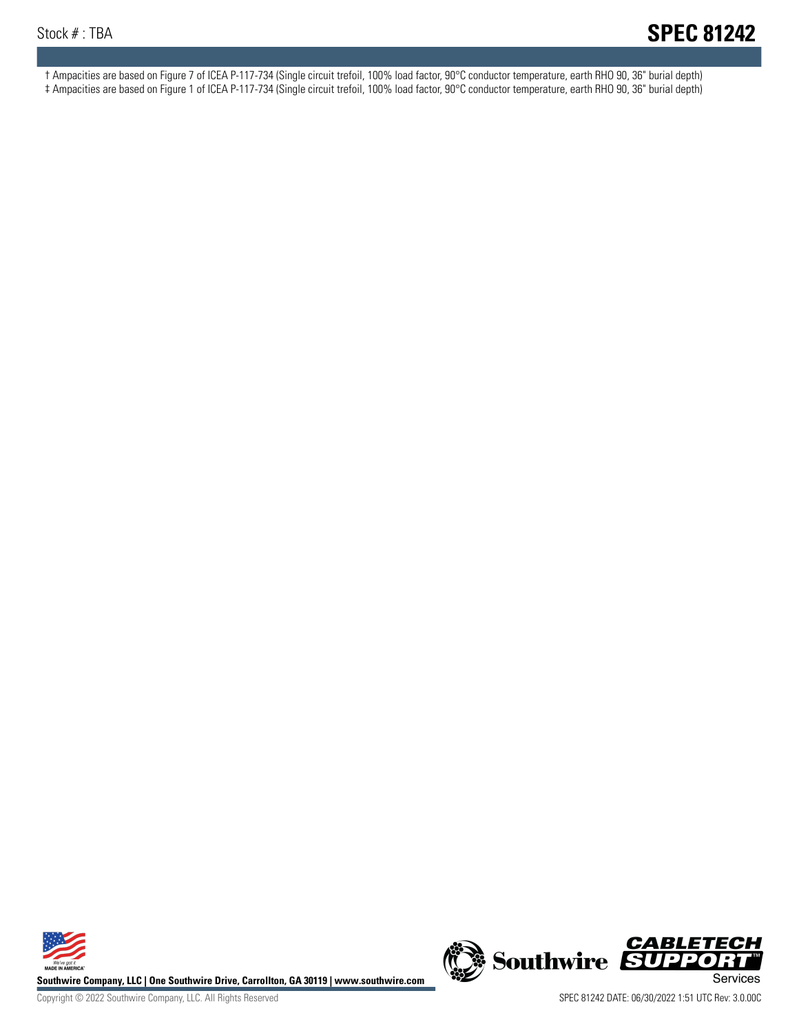† Ampacities are based on Figure 7 of ICEA P-117-734 (Single circuit trefoil, 100% load factor, 90°C conductor temperature, earth RHO 90, 36" burial depth)

‡ Ampacities are based on Figure 1 of ICEA P-117-734 (Single circuit trefoil, 100% load factor, 90°C conductor temperature, earth RHO 90, 36" burial depth)